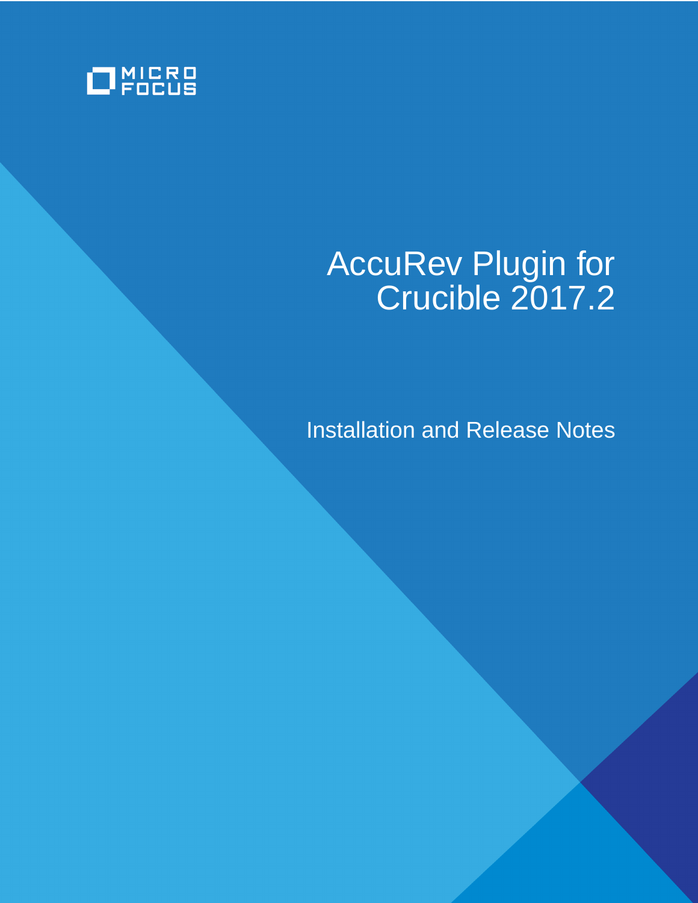MICRO FOCUS

# AccuRev Plugin for Crucible 2017.2

Installation and Release Notes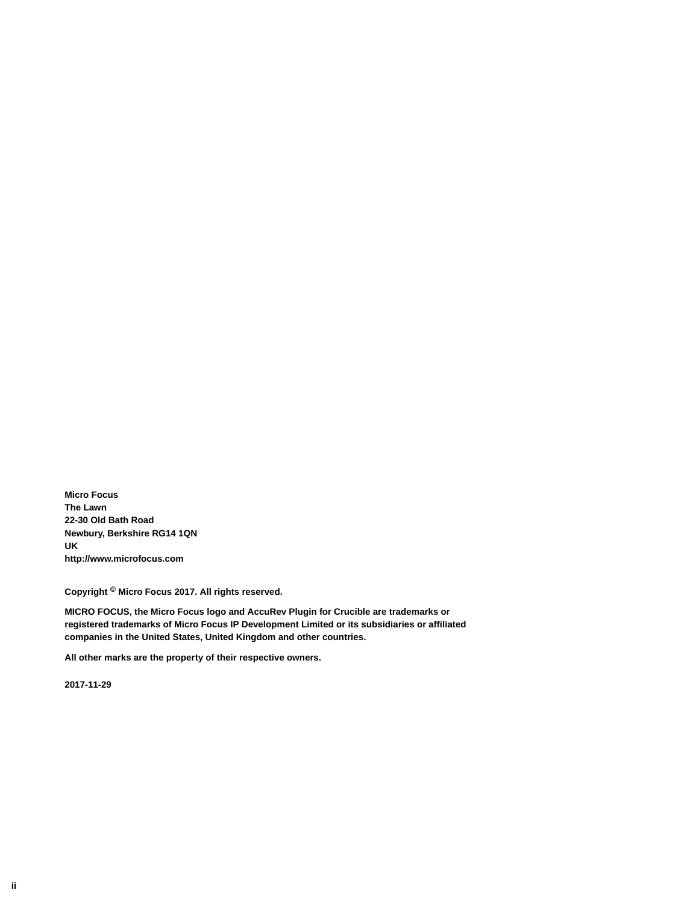**Micro Focus**
**The Lawn**
**22-30 Old Bath Road**
**Newbury, Berkshire RG14 1QN**
**UK**
**http://www.microfocus.com**

**Copyright © Micro Focus 2017. All rights reserved.**

**MICRO FOCUS, the Micro Focus logo and AccuRev Plugin for Crucible are trademarks or registered trademarks of Micro Focus IP Development Limited or its subsidiaries or affiliated companies in the United States, United Kingdom and other countries.**

**All other marks are the property of their respective owners.**

**2017-11-29**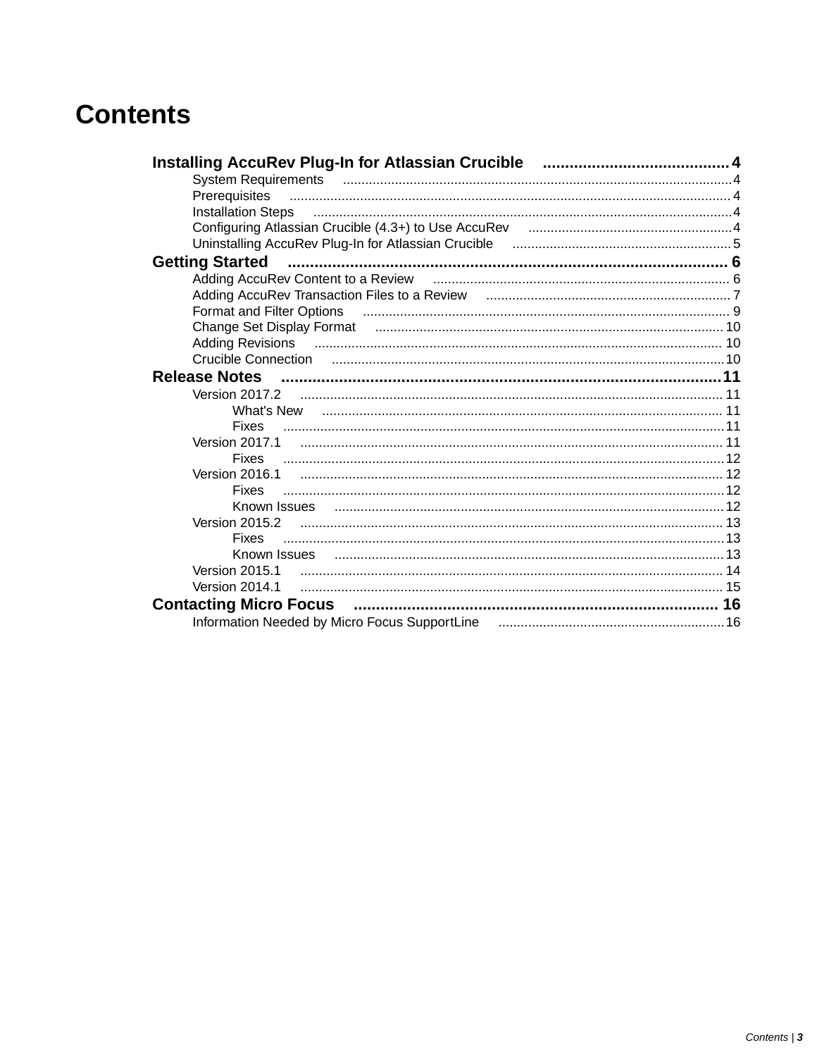# Contents

**Installing AccuRev Plug-In for Atlassian Crucible .......... 4**

- System Requirements .......... 4
- Prerequisites .......... 4
- Installation Steps .......... 4
- Configuring Atlassian Crucible (4.3+) to Use AccuRev .......... 4
- Uninstalling AccuRev Plug-In for Atlassian Crucible .......... 5

**Getting Started .......... 6**

- Adding AccuRev Content to a Review .......... 6
- Adding AccuRev Transaction Files to a Review .......... 7
- Format and Filter Options .......... 9
- Change Set Display Format .......... 10
- Adding Revisions .......... 10
- Crucible Connection .......... 10

**Release Notes .......... 11**

- Version 2017.2 .......... 11
  - What's New .......... 11
  - Fixes .......... 11
- Version 2017.1 .......... 11
  - Fixes .......... 12
- Version 2016.1 .......... 12
  - Fixes .......... 12
  - Known Issues .......... 12
- Version 2015.2 .......... 13
  - Fixes .......... 13
  - Known Issues .......... 13
- Version 2015.1 .......... 14
- Version 2014.1 .......... 15

**Contacting Micro Focus .......... 16**

- Information Needed by Micro Focus SupportLine .......... 16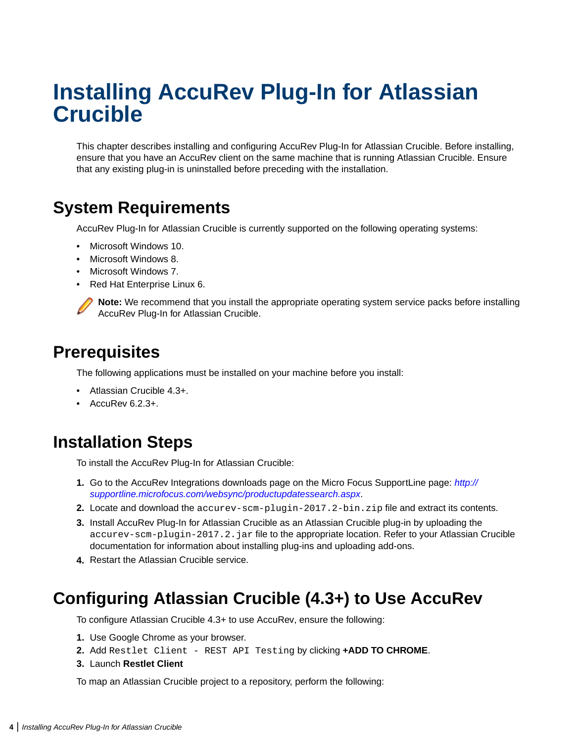# Installing AccuRev Plug-In for Atlassian Crucible

This chapter describes installing and configuring AccuRev Plug-In for Atlassian Crucible. Before installing, ensure that you have an AccuRev client on the same machine that is running Atlassian Crucible. Ensure that any existing plug-in is uninstalled before preceding with the installation.

## System Requirements

AccuRev Plug-In for Atlassian Crucible is currently supported on the following operating systems:

- Microsoft Windows 10.
- Microsoft Windows 8.
- Microsoft Windows 7.
- Red Hat Enterprise Linux 6.

**Note:** We recommend that you install the appropriate operating system service packs before installing AccuRev Plug-In for Atlassian Crucible.

## Prerequisites

The following applications must be installed on your machine before you install:

- Atlassian Crucible 4.3+.
- AccuRev 6.2.3+.

## Installation Steps

To install the AccuRev Plug-In for Atlassian Crucible:

1. Go to the AccuRev Integrations downloads page on the Micro Focus SupportLine page: *http://supportline.microfocus.com/websync/productupdatessearch.aspx*.
2. Locate and download the `accurev-scm-plugin-2017.2-bin.zip` file and extract its contents.
3. Install AccuRev Plug-In for Atlassian Crucible as an Atlassian Crucible plug-in by uploading the `accurev-scm-plugin-2017.2.jar` file to the appropriate location. Refer to your Atlassian Crucible documentation for information about installing plug-ins and uploading add-ons.
4. Restart the Atlassian Crucible service.

## Configuring Atlassian Crucible (4.3+) to Use AccuRev

To configure Atlassian Crucible 4.3+ to use AccuRev, ensure the following:

1. Use Google Chrome as your browser.
2. Add `Restlet Client - REST API Testing` by clicking **+ADD TO CHROME**.
3. Launch **Restlet Client**

To map an Atlassian Crucible project to a repository, perform the following: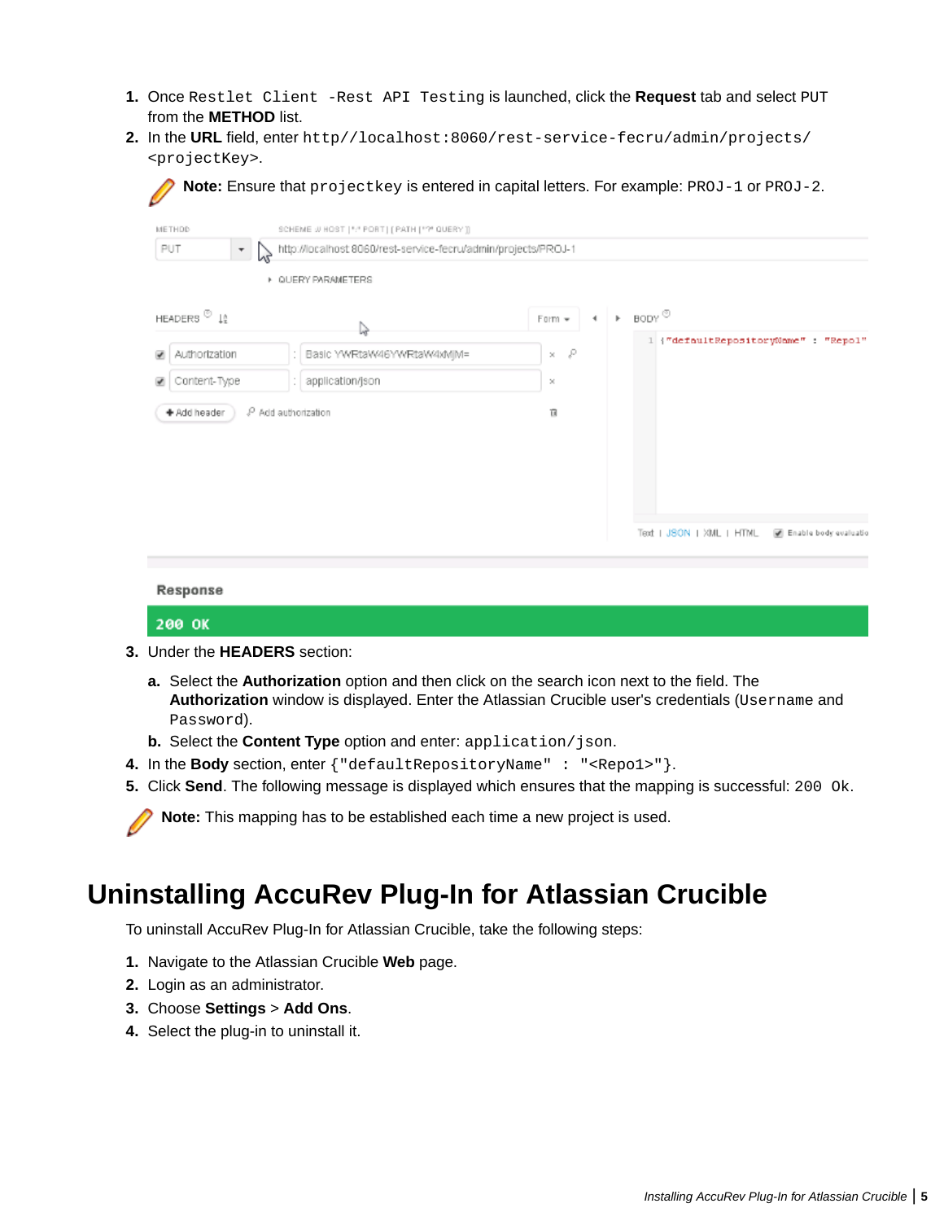1. Once `Restlet Client -Rest API Testing` is launched, click the **Request** tab and select PUT from the **METHOD** list.
2. In the **URL** field, enter `http//localhost:8060/rest-service-fecru/admin/projects/<projectKey>`.

   **Note:** Ensure that `projectkey` is entered in capital letters. For example: `PROJ-1` or `PROJ-2`.

3. Under the **HEADERS** section:

   a. Select the **Authorization** option and then click on the search icon next to the field. The **Authorization** window is displayed. Enter the Atlassian Crucible user's credentials (`Username` and `Password`).

   b. Select the **Content Type** option and enter: `application/json`.

4. In the **Body** section, enter `{"defaultRepositoryName" : "<Repo1>"}`.
5. Click **Send**. The following message is displayed which ensures that the mapping is successful: `200 Ok`.

**Note:** This mapping has to be established each time a new project is used.

# Uninstalling AccuRev Plug-In for Atlassian Crucible

To uninstall AccuRev Plug-In for Atlassian Crucible, take the following steps:

1. Navigate to the Atlassian Crucible **Web** page.
2. Login as an administrator.
3. Choose **Settings** > **Add Ons**.
4. Select the plug-in to uninstall it.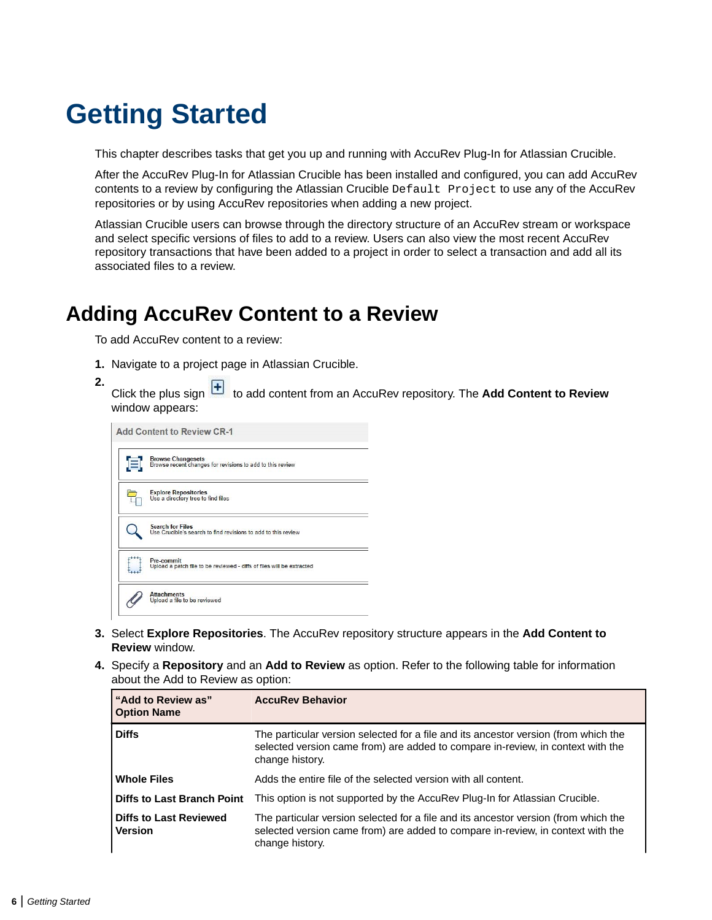# Getting Started

This chapter describes tasks that get you up and running with AccuRev Plug-In for Atlassian Crucible.

After the AccuRev Plug-In for Atlassian Crucible has been installed and configured, you can add AccuRev contents to a review by configuring the Atlassian Crucible `Default Project` to use any of the AccuRev repositories or by using AccuRev repositories when adding a new project.

Atlassian Crucible users can browse through the directory structure of an AccuRev stream or workspace and select specific versions of files to add to a review. Users can also view the most recent AccuRev repository transactions that have been added to a project in order to select a transaction and add all its associated files to a review.

## Adding AccuRev Content to a Review

To add AccuRev content to a review:

1. Navigate to a project page in Atlassian Crucible.
2. Click the plus sign to add content from an AccuRev repository. The **Add Content to Review** window appears:

   Add Content to Review CR-1

   - Browse Changesets — Browse recent changes for revisions to add to this review
   - Explore Repositories — Use a directory tree to find files
   - Search for Files — Use Crucible's search to find revisions to add to this review
   - Pre-commit — Upload a patch file to be reviewed - diffs of files will be extracted
   - Attachments — Upload a file to be reviewed

3. Select **Explore Repositories**. The AccuRev repository structure appears in the **Add Content to Review** window.
4. Specify a **Repository** and an **Add to Review** as option. Refer to the following table for information about the Add to Review as option:

| "Add to Review as" Option Name | AccuRev Behavior |
|---|---|
| **Diffs** | The particular version selected for a file and its ancestor version (from which the selected version came from) are added to compare in-review, in context with the change history. |
| **Whole Files** | Adds the entire file of the selected version with all content. |
| **Diffs to Last Branch Point** | This option is not supported by the AccuRev Plug-In for Atlassian Crucible. |
| **Diffs to Last Reviewed Version** | The particular version selected for a file and its ancestor version (from which the selected version came from) are added to compare in-review, in context with the change history. |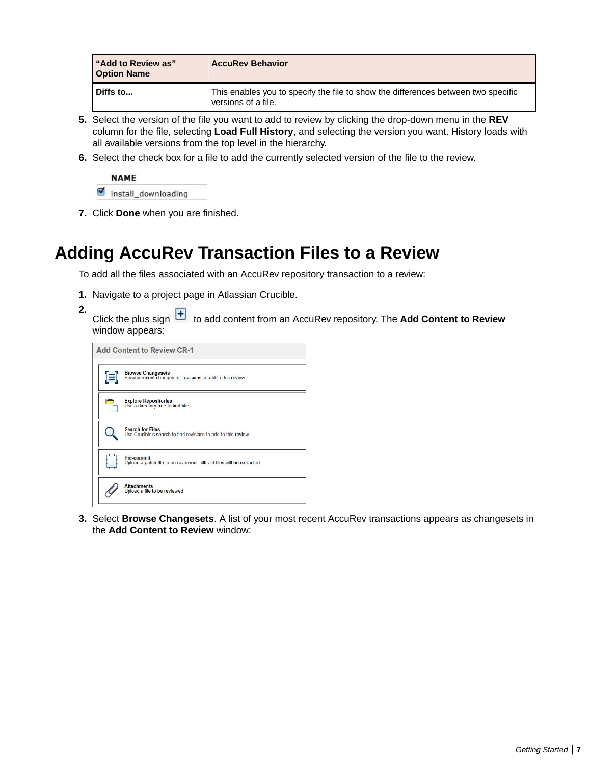| “Add to Review as” Option Name | AccuRev Behavior |
| --- | --- |
| **Diffs to...** | This enables you to specify the file to show the differences between two specific versions of a file. |

5. Select the version of the file you want to add to review by clicking the drop-down menu in the **REV** column for the file, selecting **Load Full History**, and selecting the version you want. History loads with all available versions from the top level in the hierarchy.
6. Select the check box for a file to add the currently selected version of the file to the review.
7. Click **Done** when you are finished.

## Adding AccuRev Transaction Files to a Review

To add all the files associated with an AccuRev repository transaction to a review:

1. Navigate to a project page in Atlassian Crucible.
2. Click the plus sign to add content from an AccuRev repository. The **Add Content to Review** window appears:
3. Select **Browse Changesets**. A list of your most recent AccuRev transactions appears as changesets in the **Add Content to Review** window: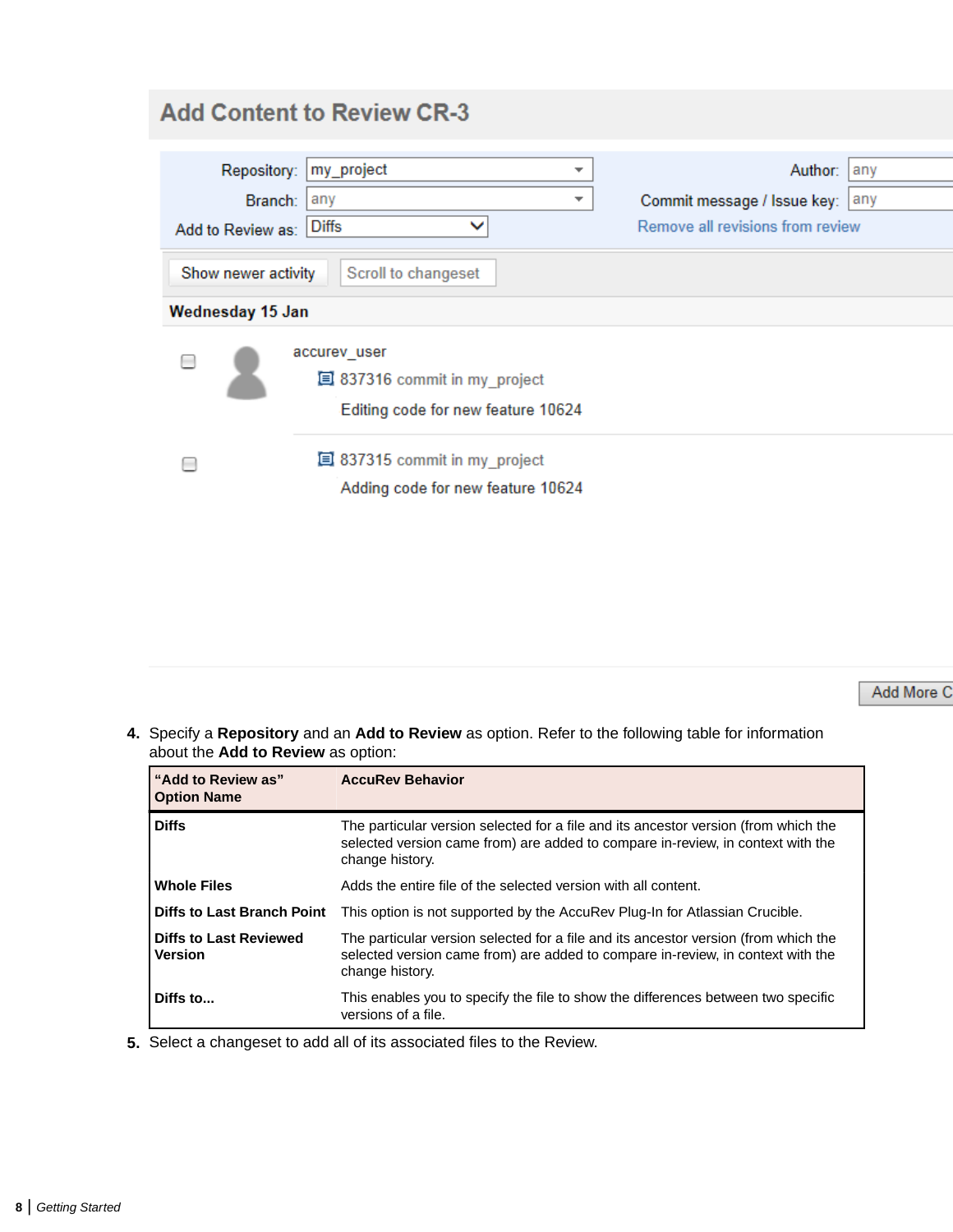4. Specify a **Repository** and an **Add to Review** as option. Refer to the following table for information about the **Add to Review** as option:

| "Add to Review as" Option Name | AccuRev Behavior |
|---|---|
| **Diffs** | The particular version selected for a file and its ancestor version (from which the selected version came from) are added to compare in-review, in context with the change history. |
| **Whole Files** | Adds the entire file of the selected version with all content. |
| **Diffs to Last Branch Point** | This option is not supported by the AccuRev Plug-In for Atlassian Crucible. |
| **Diffs to Last Reviewed Version** | The particular version selected for a file and its ancestor version (from which the selected version came from) are added to compare in-review, in context with the change history. |
| **Diffs to...** | This enables you to specify the file to show the differences between two specific versions of a file. |

5. Select a changeset to add all of its associated files to the Review.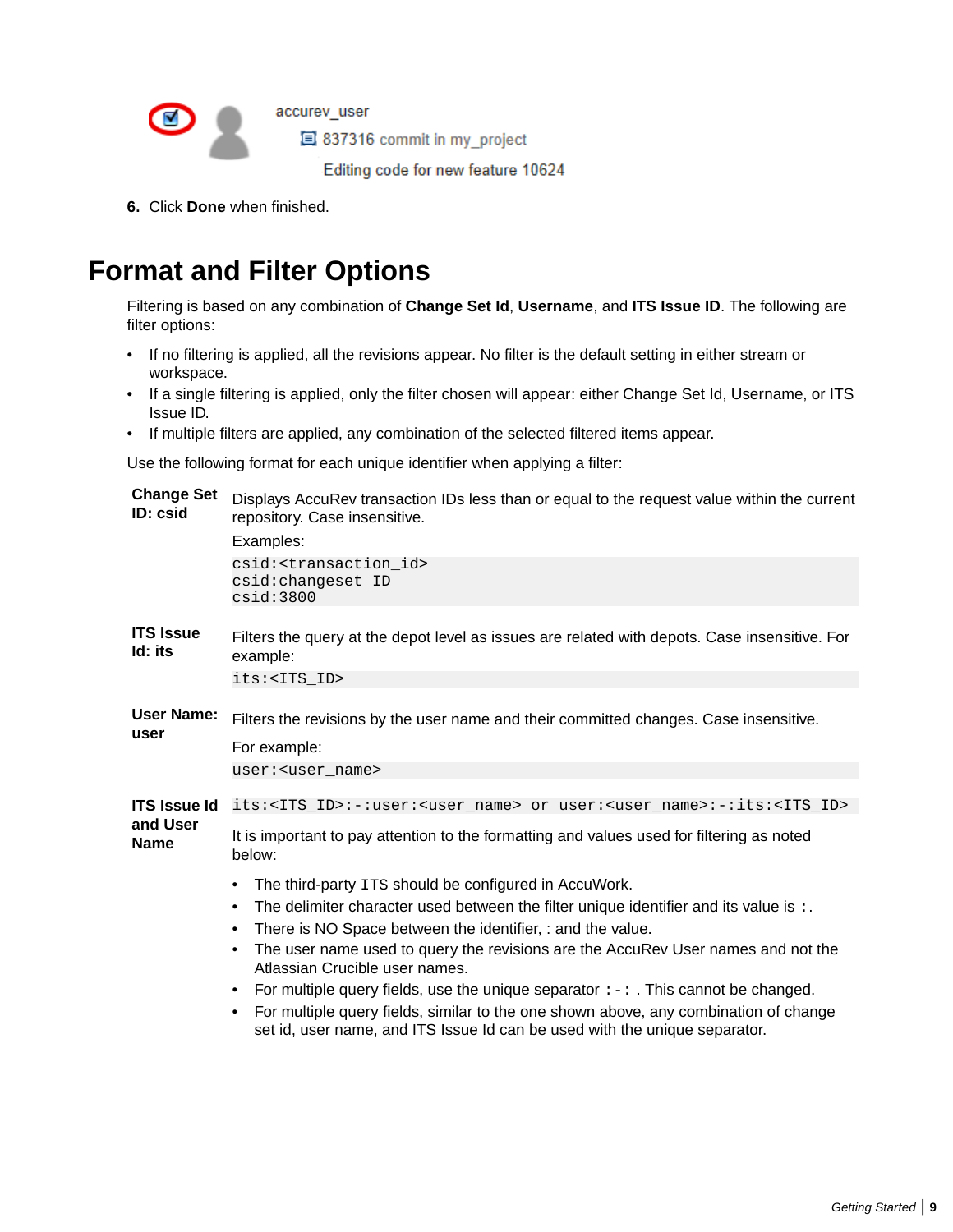accurev_user

837316 commit in my_project

Editing code for new feature 10624

6. Click **Done** when finished.

# Format and Filter Options

Filtering is based on any combination of **Change Set Id**, **Username**, and **ITS Issue ID**. The following are filter options:

- If no filtering is applied, all the revisions appear. No filter is the default setting in either stream or workspace.
- If a single filtering is applied, only the filter chosen will appear: either Change Set Id, Username, or ITS Issue ID.
- If multiple filters are applied, any combination of the selected filtered items appear.

Use the following format for each unique identifier when applying a filter:

**Change Set ID: csid**

Displays AccuRev transaction IDs less than or equal to the request value within the current repository. Case insensitive.

Examples:

```
csid:<transaction_id>
csid:changeset ID
csid:3800
```

**ITS Issue Id: its**

Filters the query at the depot level as issues are related with depots. Case insensitive. For example:

```
its:<ITS_ID>
```

**User Name: user**

Filters the revisions by the user name and their committed changes. Case insensitive.

For example:

```
user:<user_name>
```

**ITS Issue Id and User Name**

```
its:<ITS_ID>:-:user:<user_name> or user:<user_name>:-:its:<ITS_ID>
```

It is important to pay attention to the formatting and values used for filtering as noted below:

- The third-party ITS should be configured in AccuWork.
- The delimiter character used between the filter unique identifier and its value is `:`.
- There is NO Space between the identifier, : and the value.
- The user name used to query the revisions are the AccuRev User names and not the Atlassian Crucible user names.
- For multiple query fields, use the unique separator `:-:` . This cannot be changed.
- For multiple query fields, similar to the one shown above, any combination of change set id, user name, and ITS Issue Id can be used with the unique separator.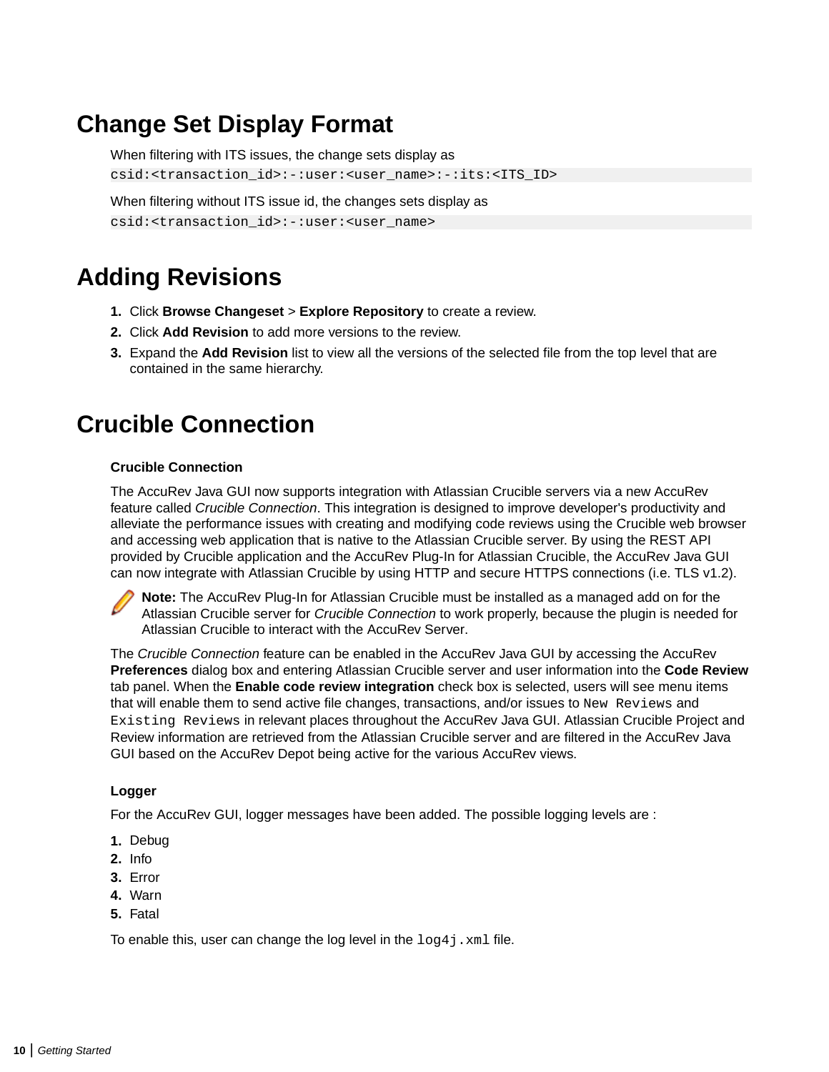# Change Set Display Format

When filtering with ITS issues, the change sets display as

```
csid:<transaction_id>:-:user:<user_name>:-:its:<ITS_ID>
```

When filtering without ITS issue id, the changes sets display as

```
csid:<transaction_id>:-:user:<user_name>
```

# Adding Revisions

1. Click **Browse Changeset** > **Explore Repository** to create a review.
2. Click **Add Revision** to add more versions to the review.
3. Expand the **Add Revision** list to view all the versions of the selected file from the top level that are contained in the same hierarchy.

# Crucible Connection

### Crucible Connection

The AccuRev Java GUI now supports integration with Atlassian Crucible servers via a new AccuRev feature called *Crucible Connection*. This integration is designed to improve developer's productivity and alleviate the performance issues with creating and modifying code reviews using the Crucible web browser and accessing web application that is native to the Atlassian Crucible server. By using the REST API provided by Crucible application and the AccuRev Plug-In for Atlassian Crucible, the AccuRev Java GUI can now integrate with Atlassian Crucible by using HTTP and secure HTTPS connections (i.e. TLS v1.2).

**Note:** The AccuRev Plug-In for Atlassian Crucible must be installed as a managed add on for the Atlassian Crucible server for *Crucible Connection* to work properly, because the plugin is needed for Atlassian Crucible to interact with the AccuRev Server.

The *Crucible Connection* feature can be enabled in the AccuRev Java GUI by accessing the AccuRev **Preferences** dialog box and entering Atlassian Crucible server and user information into the **Code Review** tab panel. When the **Enable code review integration** check box is selected, users will see menu items that will enable them to send active file changes, transactions, and/or issues to `New Reviews` and `Existing Reviews` in relevant places throughout the AccuRev Java GUI. Atlassian Crucible Project and Review information are retrieved from the Atlassian Crucible server and are filtered in the AccuRev Java GUI based on the AccuRev Depot being active for the various AccuRev views.

### Logger

For the AccuRev GUI, logger messages have been added. The possible logging levels are :

1. Debug
2. Info
3. Error
4. Warn
5. Fatal

To enable this, user can change the log level in the `log4j.xml` file.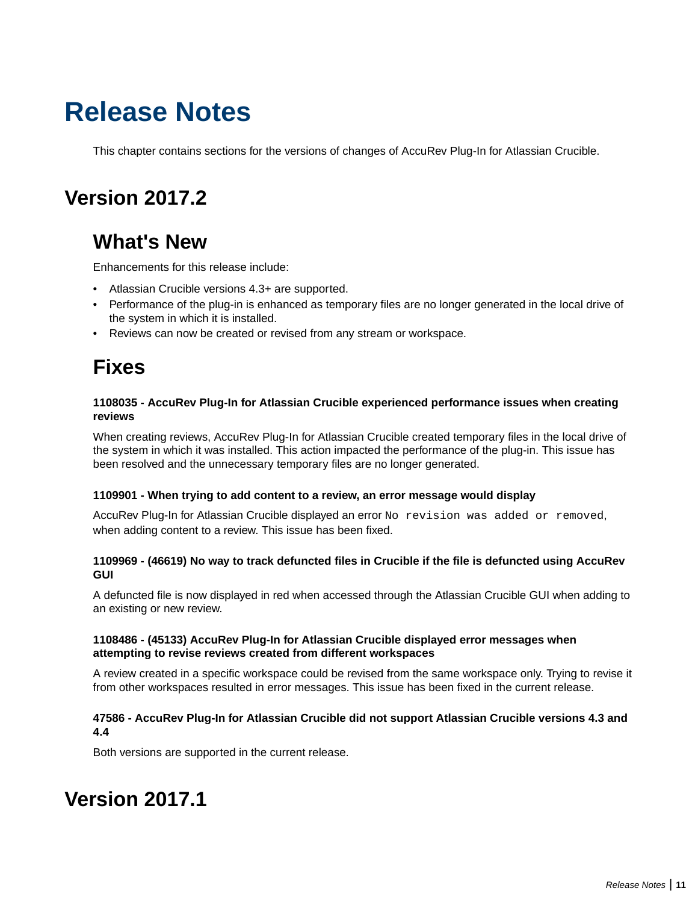# Release Notes

This chapter contains sections for the versions of changes of AccuRev Plug-In for Atlassian Crucible.

## Version 2017.2

### What's New

Enhancements for this release include:

- Atlassian Crucible versions 4.3+ are supported.
- Performance of the plug-in is enhanced as temporary files are no longer generated in the local drive of the system in which it is installed.
- Reviews can now be created or revised from any stream or workspace.

### Fixes

#### 1108035 - AccuRev Plug-In for Atlassian Crucible experienced performance issues when creating reviews

When creating reviews, AccuRev Plug-In for Atlassian Crucible created temporary files in the local drive of the system in which it was installed. This action impacted the performance of the plug-in. This issue has been resolved and the unnecessary temporary files are no longer generated.

#### 1109901 - When trying to add content to a review, an error message would display

AccuRev Plug-In for Atlassian Crucible displayed an error `No revision was added or removed`, when adding content to a review. This issue has been fixed.

#### 1109969 - (46619) No way to track defuncted files in Crucible if the file is defuncted using AccuRev GUI

A defuncted file is now displayed in red when accessed through the Atlassian Crucible GUI when adding to an existing or new review.

#### 1108486 - (45133) AccuRev Plug-In for Atlassian Crucible displayed error messages when attempting to revise reviews created from different workspaces

A review created in a specific workspace could be revised from the same workspace only. Trying to revise it from other workspaces resulted in error messages. This issue has been fixed in the current release.

#### 47586 - AccuRev Plug-In for Atlassian Crucible did not support Atlassian Crucible versions 4.3 and 4.4

Both versions are supported in the current release.

## Version 2017.1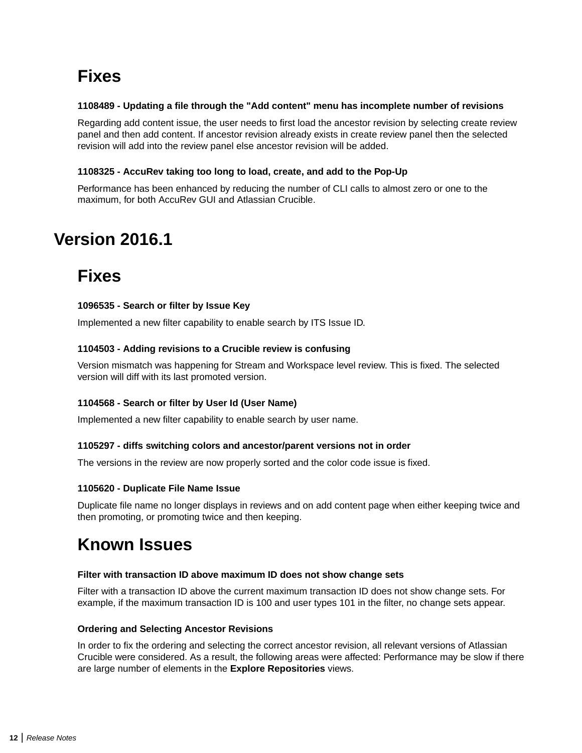### Fixes

**1108489 - Updating a file through the "Add content" menu has incomplete number of revisions**

Regarding add content issue, the user needs to first load the ancestor revision by selecting create review panel and then add content. If ancestor revision already exists in create review panel then the selected revision will add into the review panel else ancestor revision will be added.

**1108325 - AccuRev taking too long to load, create, and add to the Pop-Up**

Performance has been enhanced by reducing the number of CLI calls to almost zero or one to the maximum, for both AccuRev GUI and Atlassian Crucible.

## Version 2016.1

### Fixes

**1096535 - Search or filter by Issue Key**

Implemented a new filter capability to enable search by ITS Issue ID.

**1104503 - Adding revisions to a Crucible review is confusing**

Version mismatch was happening for Stream and Workspace level review. This is fixed. The selected version will diff with its last promoted version.

**1104568 - Search or filter by User Id (User Name)**

Implemented a new filter capability to enable search by user name.

**1105297 - diffs switching colors and ancestor/parent versions not in order**

The versions in the review are now properly sorted and the color code issue is fixed.

**1105620 - Duplicate File Name Issue**

Duplicate file name no longer displays in reviews and on add content page when either keeping twice and then promoting, or promoting twice and then keeping.

### Known Issues

**Filter with transaction ID above maximum ID does not show change sets**

Filter with a transaction ID above the current maximum transaction ID does not show change sets. For example, if the maximum transaction ID is 100 and user types 101 in the filter, no change sets appear.

**Ordering and Selecting Ancestor Revisions**

In order to fix the ordering and selecting the correct ancestor revision, all relevant versions of Atlassian Crucible were considered. As a result, the following areas were affected: Performance may be slow if there are large number of elements in the **Explore Repositories** views.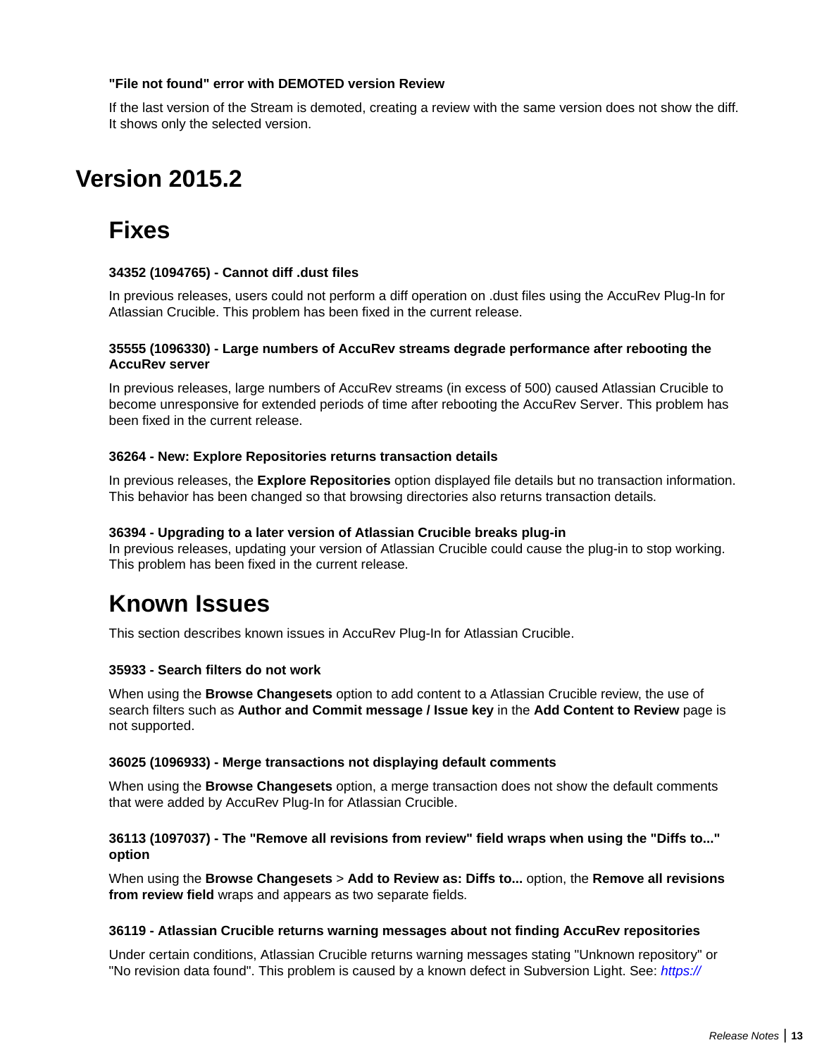**"File not found" error with DEMOTED version Review**

If the last version of the Stream is demoted, creating a review with the same version does not show the diff. It shows only the selected version.

# Version 2015.2

## Fixes

**34352 (1094765) - Cannot diff .dust files**

In previous releases, users could not perform a diff operation on .dust files using the AccuRev Plug-In for Atlassian Crucible. This problem has been fixed in the current release.

**35555 (1096330) - Large numbers of AccuRev streams degrade performance after rebooting the AccuRev server**

In previous releases, large numbers of AccuRev streams (in excess of 500) caused Atlassian Crucible to become unresponsive for extended periods of time after rebooting the AccuRev Server. This problem has been fixed in the current release.

**36264 - New: Explore Repositories returns transaction details**

In previous releases, the **Explore Repositories** option displayed file details but no transaction information. This behavior has been changed so that browsing directories also returns transaction details.

**36394 - Upgrading to a later version of Atlassian Crucible breaks plug-in**

In previous releases, updating your version of Atlassian Crucible could cause the plug-in to stop working. This problem has been fixed in the current release.

## Known Issues

This section describes known issues in AccuRev Plug-In for Atlassian Crucible.

**35933 - Search filters do not work**

When using the **Browse Changesets** option to add content to a Atlassian Crucible review, the use of search filters such as **Author and Commit message / Issue key** in the **Add Content to Review** page is not supported.

**36025 (1096933) - Merge transactions not displaying default comments**

When using the **Browse Changesets** option, a merge transaction does not show the default comments that were added by AccuRev Plug-In for Atlassian Crucible.

**36113 (1097037) - The "Remove all revisions from review" field wraps when using the "Diffs to..." option**

When using the **Browse Changesets** > **Add to Review as: Diffs to...** option, the **Remove all revisions from review field** wraps and appears as two separate fields.

**36119 - Atlassian Crucible returns warning messages about not finding AccuRev repositories**

Under certain conditions, Atlassian Crucible returns warning messages stating "Unknown repository" or "No revision data found". This problem is caused by a known defect in Subversion Light. See: *https://*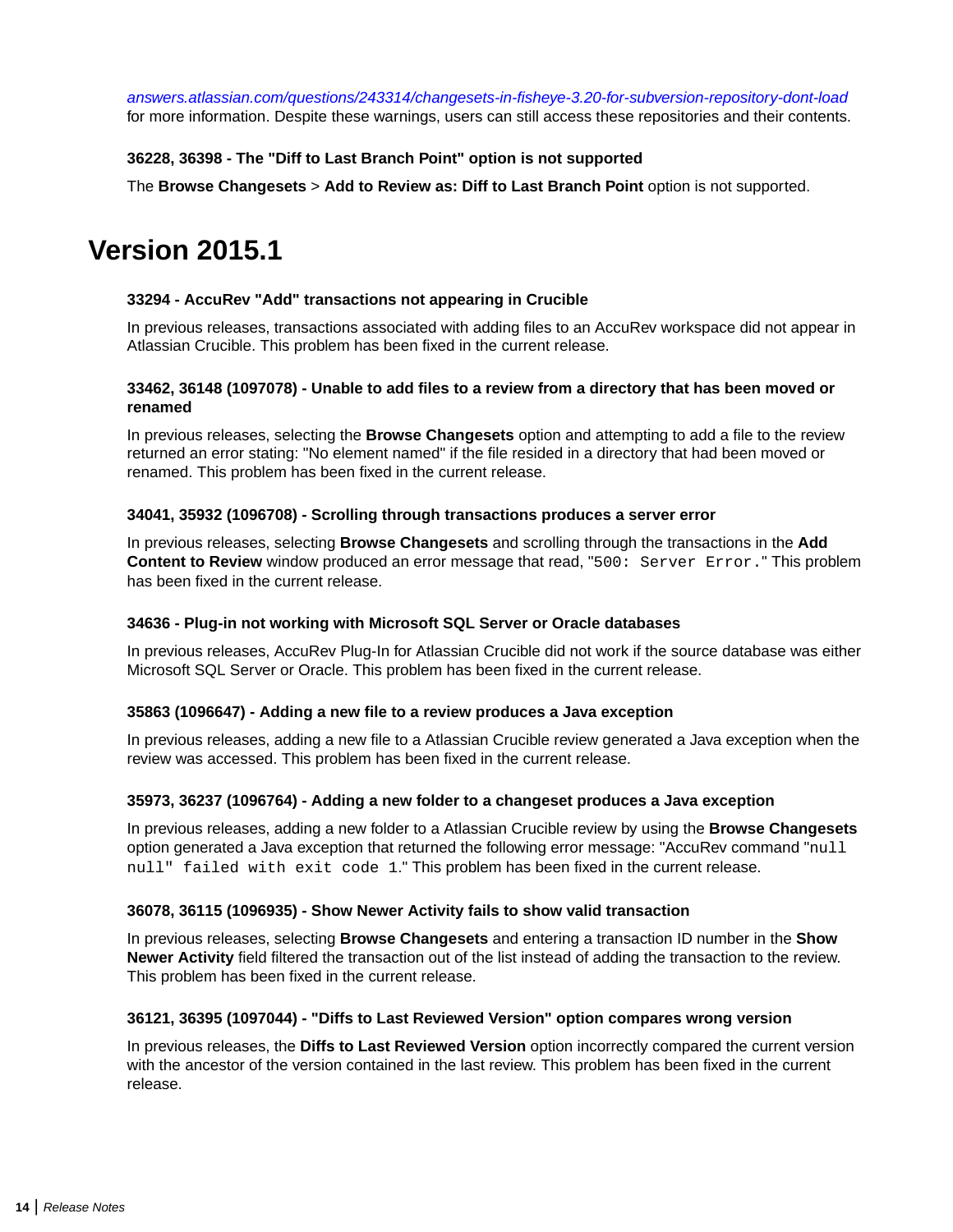*answers.atlassian.com/questions/243314/changesets-in-fisheye-3.20-for-subversion-repository-dont-load* for more information. Despite these warnings, users can still access these repositories and their contents.

### 36228, 36398 - The "Diff to Last Branch Point" option is not supported

The **Browse Changesets** > **Add to Review as: Diff to Last Branch Point** option is not supported.

## Version 2015.1

### 33294 - AccuRev "Add" transactions not appearing in Crucible

In previous releases, transactions associated with adding files to an AccuRev workspace did not appear in Atlassian Crucible. This problem has been fixed in the current release.

### 33462, 36148 (1097078) - Unable to add files to a review from a directory that has been moved or renamed

In previous releases, selecting the **Browse Changesets** option and attempting to add a file to the review returned an error stating: "No element named" if the file resided in a directory that had been moved or renamed. This problem has been fixed in the current release.

### 34041, 35932 (1096708) - Scrolling through transactions produces a server error

In previous releases, selecting **Browse Changesets** and scrolling through the transactions in the **Add Content to Review** window produced an error message that read, "`500: Server Error.`" This problem has been fixed in the current release.

### 34636 - Plug-in not working with Microsoft SQL Server or Oracle databases

In previous releases, AccuRev Plug-In for Atlassian Crucible did not work if the source database was either Microsoft SQL Server or Oracle. This problem has been fixed in the current release.

### 35863 (1096647) - Adding a new file to a review produces a Java exception

In previous releases, adding a new file to a Atlassian Crucible review generated a Java exception when the review was accessed. This problem has been fixed in the current release.

### 35973, 36237 (1096764) - Adding a new folder to a changeset produces a Java exception

In previous releases, adding a new folder to a Atlassian Crucible review by using the **Browse Changesets** option generated a Java exception that returned the following error message: "AccuRev command "`null null" failed with exit code 1`." This problem has been fixed in the current release.

### 36078, 36115 (1096935) - Show Newer Activity fails to show valid transaction

In previous releases, selecting **Browse Changesets** and entering a transaction ID number in the **Show Newer Activity** field filtered the transaction out of the list instead of adding the transaction to the review. This problem has been fixed in the current release.

### 36121, 36395 (1097044) - "Diffs to Last Reviewed Version" option compares wrong version

In previous releases, the **Diffs to Last Reviewed Version** option incorrectly compared the current version with the ancestor of the version contained in the last review. This problem has been fixed in the current release.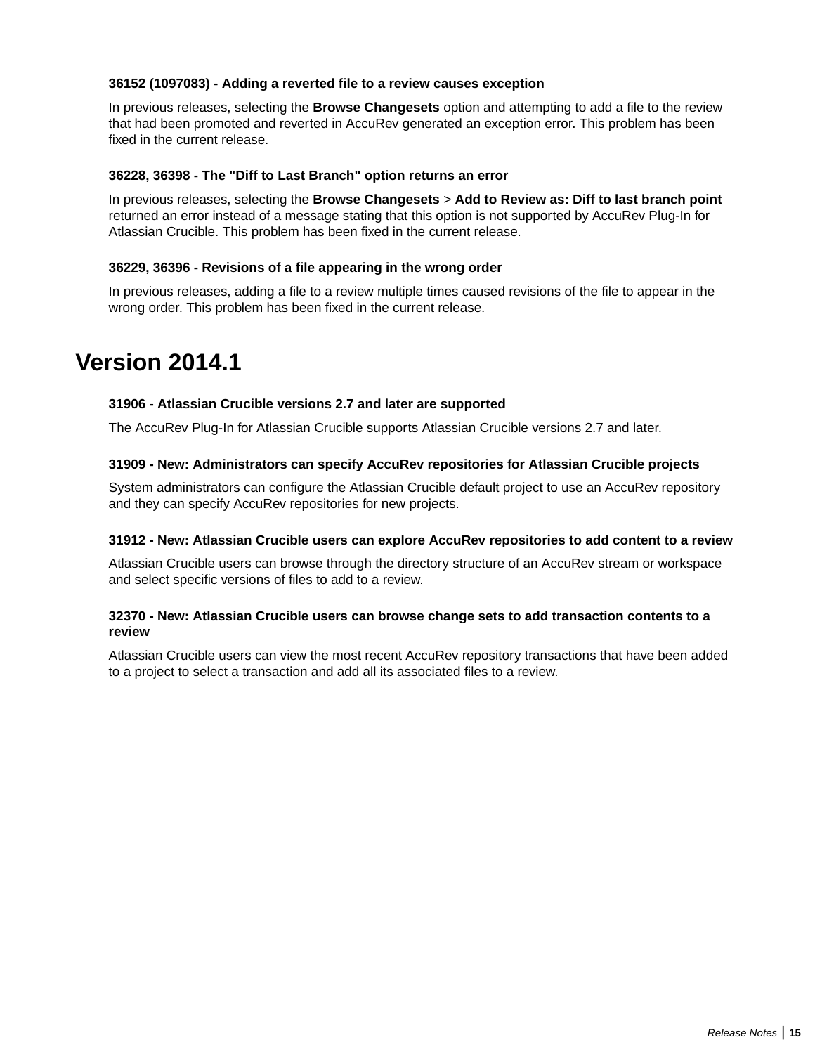### 36152 (1097083) - Adding a reverted file to a review causes exception

In previous releases, selecting the **Browse Changesets** option and attempting to add a file to the review that had been promoted and reverted in AccuRev generated an exception error. This problem has been fixed in the current release.

### 36228, 36398 - The "Diff to Last Branch" option returns an error

In previous releases, selecting the **Browse Changesets** > **Add to Review as: Diff to last branch point** returned an error instead of a message stating that this option is not supported by AccuRev Plug-In for Atlassian Crucible. This problem has been fixed in the current release.

### 36229, 36396 - Revisions of a file appearing in the wrong order

In previous releases, adding a file to a review multiple times caused revisions of the file to appear in the wrong order. This problem has been fixed in the current release.

## Version 2014.1

### 31906 - Atlassian Crucible versions 2.7 and later are supported

The AccuRev Plug-In for Atlassian Crucible supports Atlassian Crucible versions 2.7 and later.

### 31909 - New: Administrators can specify AccuRev repositories for Atlassian Crucible projects

System administrators can configure the Atlassian Crucible default project to use an AccuRev repository and they can specify AccuRev repositories for new projects.

### 31912 - New: Atlassian Crucible users can explore AccuRev repositories to add content to a review

Atlassian Crucible users can browse through the directory structure of an AccuRev stream or workspace and select specific versions of files to add to a review.

### 32370 - New: Atlassian Crucible users can browse change sets to add transaction contents to a review

Atlassian Crucible users can view the most recent AccuRev repository transactions that have been added to a project to select a transaction and add all its associated files to a review.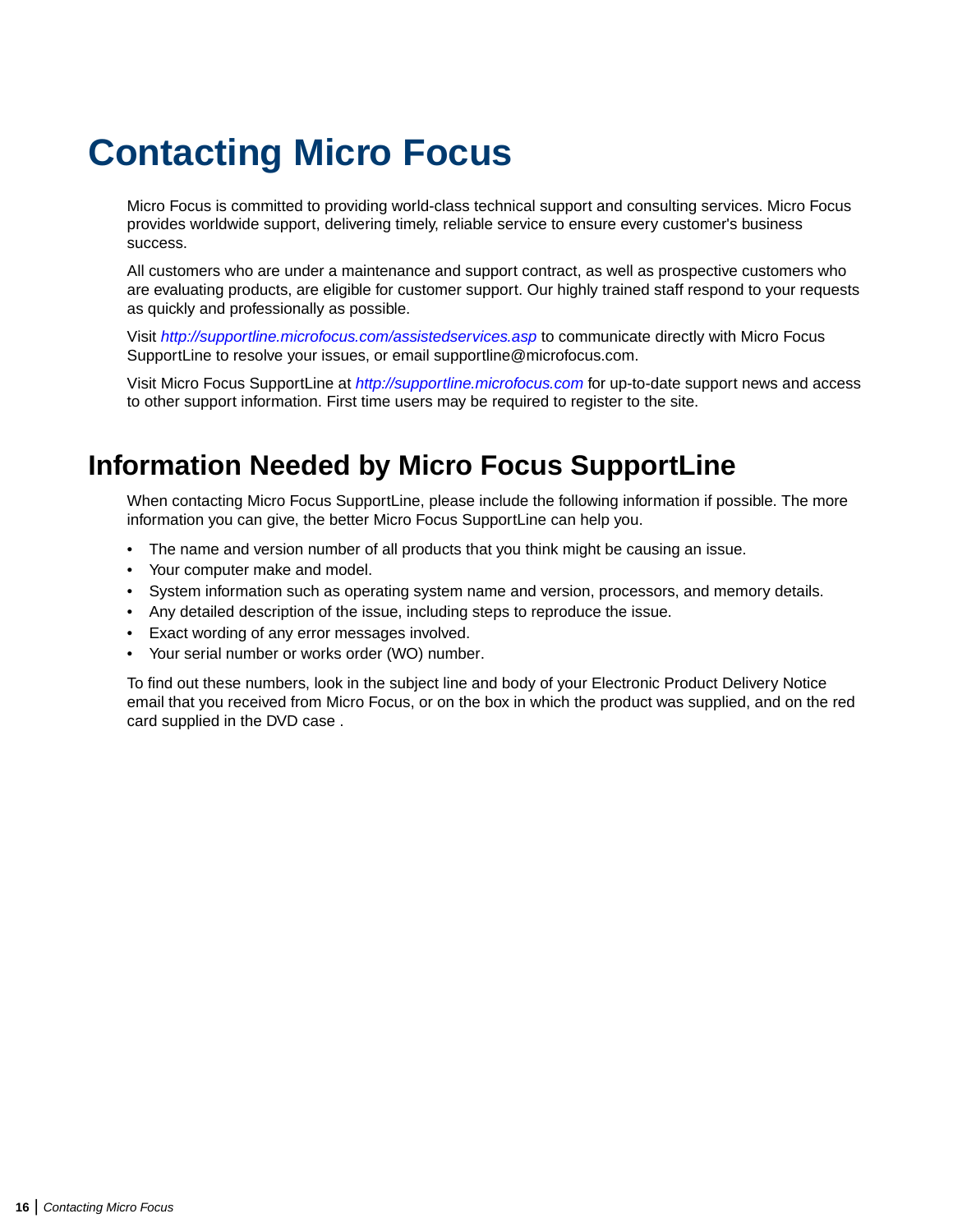# Contacting Micro Focus

Micro Focus is committed to providing world-class technical support and consulting services. Micro Focus provides worldwide support, delivering timely, reliable service to ensure every customer's business success.

All customers who are under a maintenance and support contract, as well as prospective customers who are evaluating products, are eligible for customer support. Our highly trained staff respond to your requests as quickly and professionally as possible.

Visit *http://supportline.microfocus.com/assistedservices.asp* to communicate directly with Micro Focus SupportLine to resolve your issues, or email supportline@microfocus.com.

Visit Micro Focus SupportLine at *http://supportline.microfocus.com* for up-to-date support news and access to other support information. First time users may be required to register to the site.

## Information Needed by Micro Focus SupportLine

When contacting Micro Focus SupportLine, please include the following information if possible. The more information you can give, the better Micro Focus SupportLine can help you.

- The name and version number of all products that you think might be causing an issue.
- Your computer make and model.
- System information such as operating system name and version, processors, and memory details.
- Any detailed description of the issue, including steps to reproduce the issue.
- Exact wording of any error messages involved.
- Your serial number or works order (WO) number.

To find out these numbers, look in the subject line and body of your Electronic Product Delivery Notice email that you received from Micro Focus, or on the box in which the product was supplied, and on the red card supplied in the DVD case .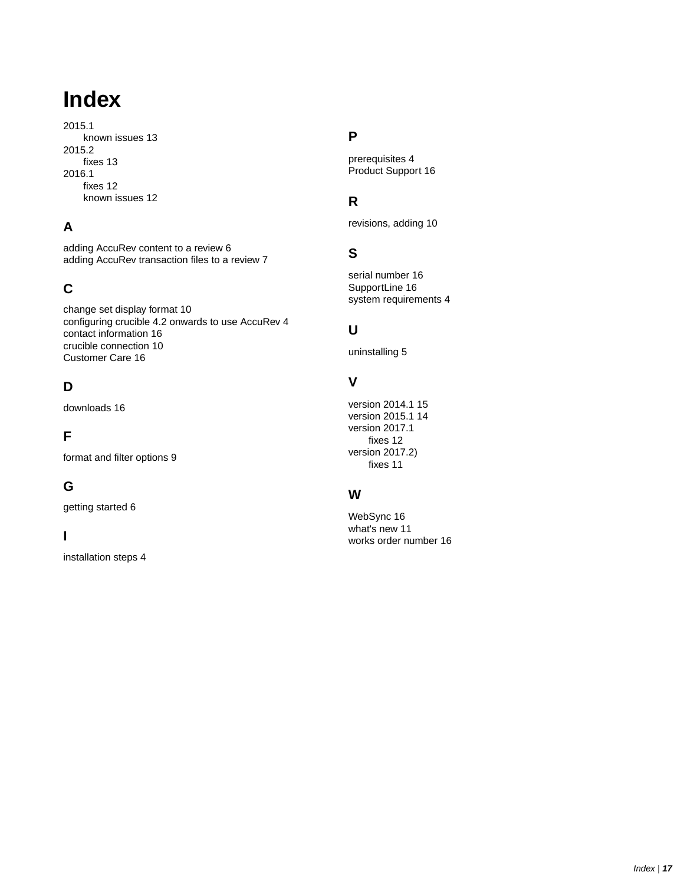# Index

2015.1
- known issues 13

2015.2
- fixes 13

2016.1
- fixes 12
- known issues 12

## A

adding AccuRev content to a review 6
adding AccuRev transaction files to a review 7

## C

change set display format 10
configuring crucible 4.2 onwards to use AccuRev 4
contact information 16
crucible connection 10
Customer Care 16

## D

downloads 16

## F

format and filter options 9

## G

getting started 6

## I

installation steps 4

## P

prerequisites 4
Product Support 16

## R

revisions, adding 10

## S

serial number 16
SupportLine 16
system requirements 4

## U

uninstalling 5

## V

version 2014.1 15
version 2015.1 14
version 2017.1
- fixes 12

version 2017.2)
- fixes 11

## W

WebSync 16
what's new 11
works order number 16